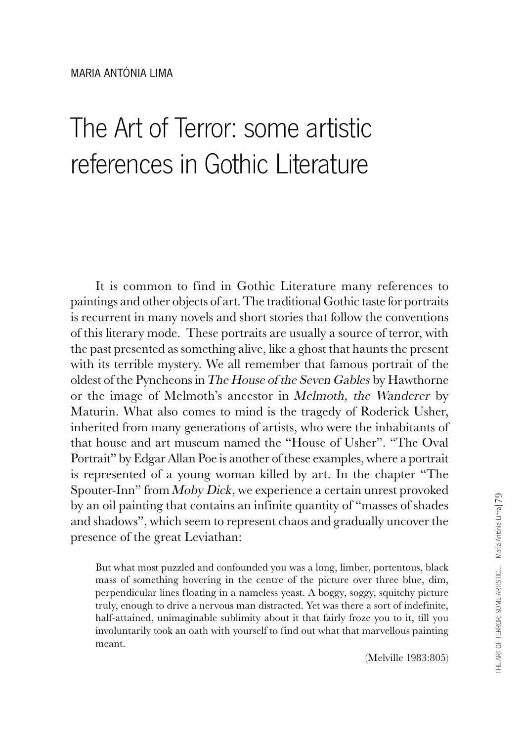MARIA ANTÓNIA LIMA

# The Art of Terror: some artistic references in Gothic Literature

It is common to find in Gothic Literature many references to paintings and other objects of art. The traditional Gothic taste for portraits is recurrent in many novels and short stories that follow the conventions of this literary mode. These portraits are usually a source of terror, with the past presented as something alive, like a ghost that haunts the present with its terrible mystery. We all remember that famous portrait of the oldest of the Pyncheons in *The House of the Seven Gables* by Hawthorne or the image of Melmoth's ancestor in *Melmoth, the Wanderer* by Maturin. What also comes to mind is the tragedy of Roderick Usher, inherited from many generations of artists, who were the inhabitants of that house and art museum named the "House of Usher". "The Oval Portrait" by Edgar Allan Poe is another of these examples, where a portrait is represented of a young woman killed by art. In the chapter "The Spouter-Inn" from *Moby Dick*, we experience a certain unrest provoked by an oil painting that contains an infinite quantity of "masses of shades and shadows", which seem to represent chaos and gradually uncover the presence of the great Leviathan:

> But what most puzzled and confounded you was a long, limber, portentous, black mass of something hovering in the centre of the picture over three blue, dim, perpendicular lines floating in a nameless yeast. A boggy, soggy, squitchy picture truly, enough to drive a nervous man distracted. Yet was there a sort of indefinite, half-attained, unimaginable sublimity about it that fairly froze you to it, till you involuntarily took an oath with yourself to find out what that marvellous painting meant.
>
> (Melville 1983:805)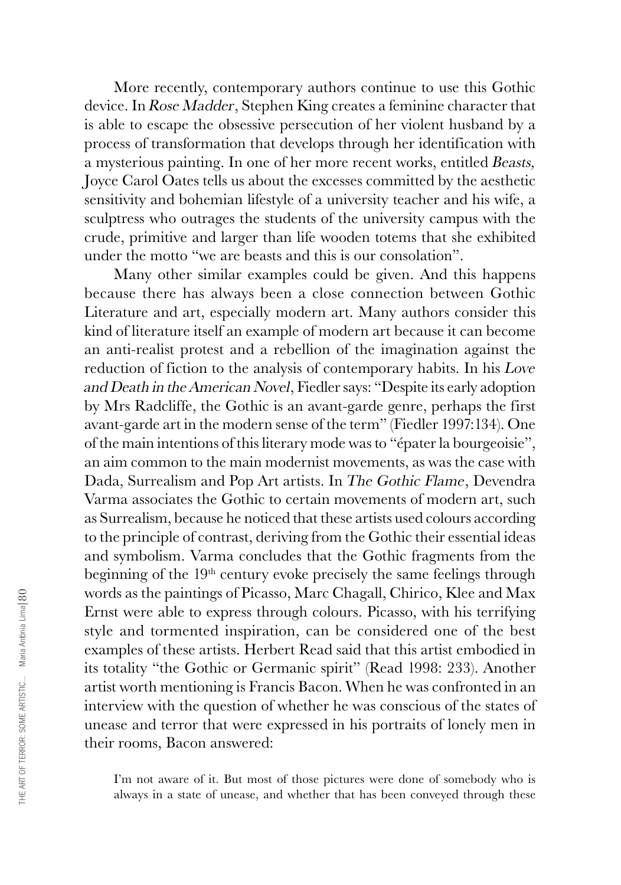More recently, contemporary authors continue to use this Gothic device. In *Rose Madder*, Stephen King creates a feminine character that is able to escape the obsessive persecution of her violent husband by a process of transformation that develops through her identification with a mysterious painting. In one of her more recent works, entitled *Beasts,* Joyce Carol Oates tells us about the excesses committed by the aesthetic sensitivity and bohemian lifestyle of a university teacher and his wife, a sculptress who outrages the students of the university campus with the crude, primitive and larger than life wooden totems that she exhibited under the motto "we are beasts and this is our consolation".

Many other similar examples could be given. And this happens because there has always been a close connection between Gothic Literature and art, especially modern art. Many authors consider this kind of literature itself an example of modern art because it can become an anti-realist protest and a rebellion of the imagination against the reduction of fiction to the analysis of contemporary habits. In his *Love and Death in the American Novel*, Fiedler says: "Despite its early adoption by Mrs Radcliffe, the Gothic is an avant-garde genre, perhaps the first avant-garde art in the modern sense of the term" (Fiedler 1997:134). One of the main intentions of this literary mode was to "épater la bourgeoisie", an aim common to the main modernist movements, as was the case with Dada, Surrealism and Pop Art artists. In *The Gothic Flame*, Devendra Varma associates the Gothic to certain movements of modern art, such as Surrealism, because he noticed that these artists used colours according to the principle of contrast, deriving from the Gothic their essential ideas and symbolism. Varma concludes that the Gothic fragments from the beginning of the 19th century evoke precisely the same feelings through words as the paintings of Picasso, Marc Chagall, Chirico, Klee and Max Ernst were able to express through colours. Picasso, with his terrifying style and tormented inspiration, can be considered one of the best examples of these artists. Herbert Read said that this artist embodied in its totality "the Gothic or Germanic spirit" (Read 1998: 233). Another artist worth mentioning is Francis Bacon. When he was confronted in an interview with the question of whether he was conscious of the states of unease and terror that were expressed in his portraits of lonely men in their rooms, Bacon answered:

> I'm not aware of it. But most of those pictures were done of somebody who is always in a state of unease, and whether that has been conveyed through these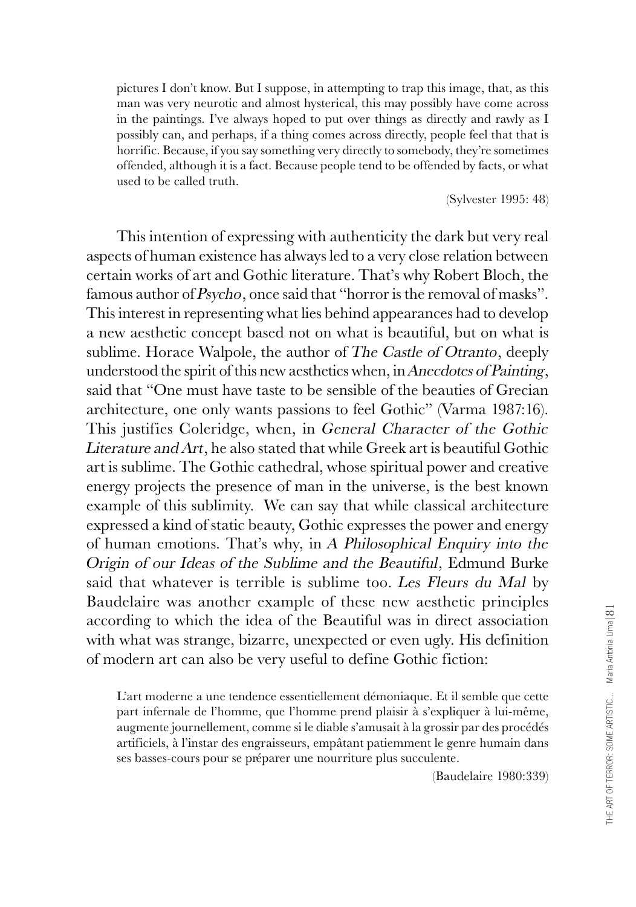pictures I don't know. But I suppose, in attempting to trap this image, that, as this man was very neurotic and almost hysterical, this may possibly have come across in the paintings. I've always hoped to put over things as directly and rawly as I possibly can, and perhaps, if a thing comes across directly, people feel that that is horrific. Because, if you say something very directly to somebody, they're sometimes offended, although it is a fact. Because people tend to be offended by facts, or what used to be called truth.

(Sylvester 1995: 48)

This intention of expressing with authenticity the dark but very real aspects of human existence has always led to a very close relation between certain works of art and Gothic literature. That's why Robert Bloch, the famous author of *Psycho*, once said that "horror is the removal of masks". This interest in representing what lies behind appearances had to develop a new aesthetic concept based not on what is beautiful, but on what is sublime. Horace Walpole, the author of *The Castle of Otranto*, deeply understood the spirit of this new aesthetics when, in *Anecdotes of Painting*, said that "One must have taste to be sensible of the beauties of Grecian architecture, one only wants passions to feel Gothic" (Varma 1987:16). This justifies Coleridge, when, in *General Character of the Gothic Literature and Art*, he also stated that while Greek art is beautiful Gothic art is sublime. The Gothic cathedral, whose spiritual power and creative energy projects the presence of man in the universe, is the best known example of this sublimity. We can say that while classical architecture expressed a kind of static beauty, Gothic expresses the power and energy of human emotions. That's why, in *A Philosophical Enquiry into the Origin of our Ideas of the Sublime and the Beautiful*, Edmund Burke said that whatever is terrible is sublime too. *Les Fleurs du Mal* by Baudelaire was another example of these new aesthetic principles according to which the idea of the Beautiful was in direct association with what was strange, bizarre, unexpected or even ugly. His definition of modern art can also be very useful to define Gothic fiction:

L'art moderne a une tendence essentiellement démoniaque. Et il semble que cette part infernale de l'homme, que l'homme prend plaisir à s'expliquer à lui-même, augmente journellement, comme si le diable s'amusait à la grossir par des procédés artificiels, à l'instar des engraisseurs, empâtant patiemment le genre humain dans ses basses-cours pour se préparer une nourriture plus succulente.

(Baudelaire 1980:339)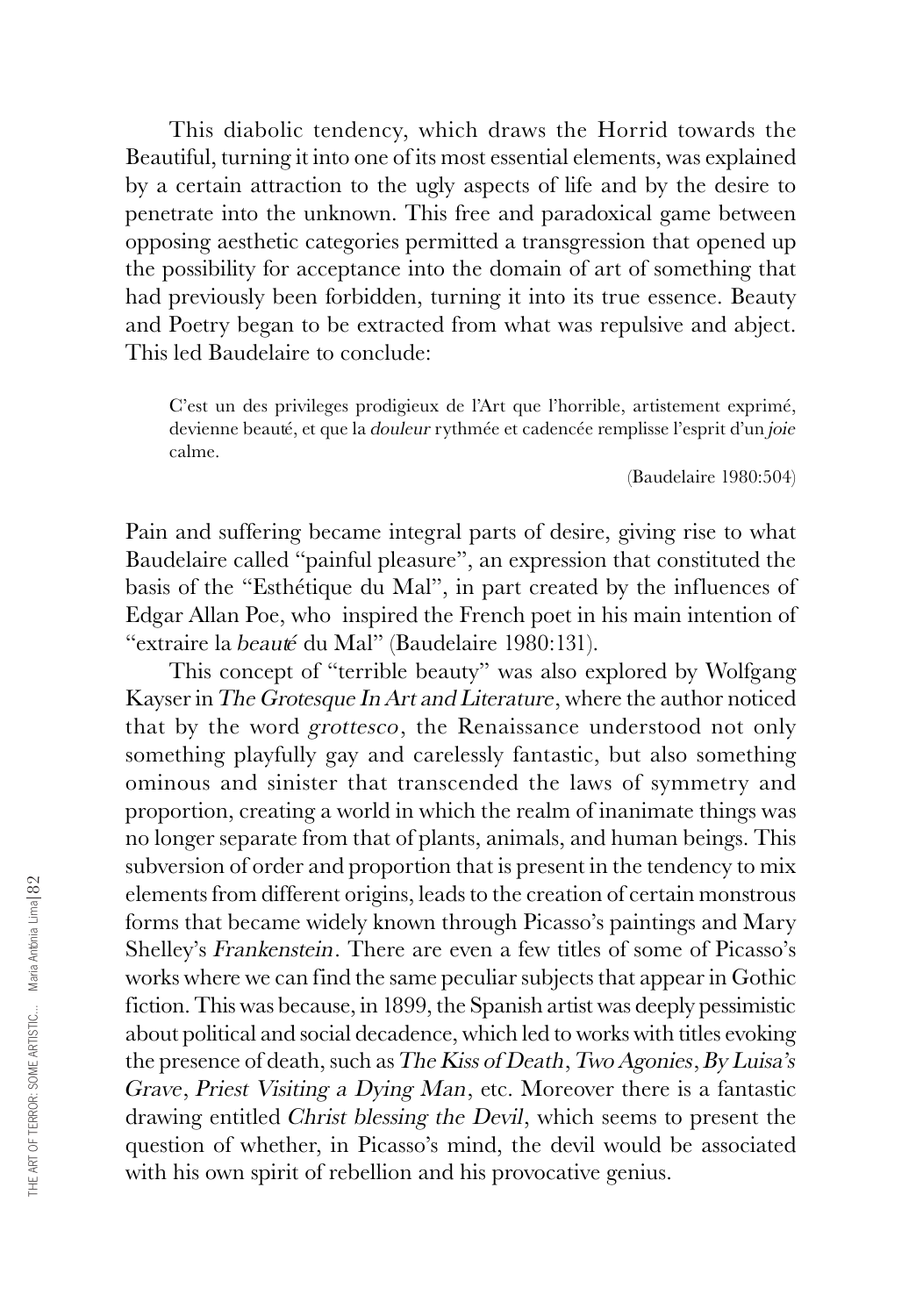This diabolic tendency, which draws the Horrid towards the Beautiful, turning it into one of its most essential elements, was explained by a certain attraction to the ugly aspects of life and by the desire to penetrate into the unknown. This free and paradoxical game between opposing aesthetic categories permitted a transgression that opened up the possibility for acceptance into the domain of art of something that had previously been forbidden, turning it into its true essence. Beauty and Poetry began to be extracted from what was repulsive and abject. This led Baudelaire to conclude:

> C'est un des privileges prodigieux de l'Art que l'horrible, artistement exprimé, devienne beauté, et que la *douleur* rythmée et cadencée remplisse l'esprit d'un *joie* calme.
>
> (Baudelaire 1980:504)

Pain and suffering became integral parts of desire, giving rise to what Baudelaire called "painful pleasure", an expression that constituted the basis of the "Esthétique du Mal", in part created by the influences of Edgar Allan Poe, who inspired the French poet in his main intention of "extraire la *beauté* du Mal" (Baudelaire 1980:131).

This concept of "terrible beauty" was also explored by Wolfgang Kayser in *The Grotesque In Art and Literature*, where the author noticed that by the word *grottesco*, the Renaissance understood not only something playfully gay and carelessly fantastic, but also something ominous and sinister that transcended the laws of symmetry and proportion, creating a world in which the realm of inanimate things was no longer separate from that of plants, animals, and human beings. This subversion of order and proportion that is present in the tendency to mix elements from different origins, leads to the creation of certain monstrous forms that became widely known through Picasso's paintings and Mary Shelley's *Frankenstein*. There are even a few titles of some of Picasso's works where we can find the same peculiar subjects that appear in Gothic fiction. This was because, in 1899, the Spanish artist was deeply pessimistic about political and social decadence, which led to works with titles evoking the presence of death, such as *The Kiss of Death*, *Two Agonies*, *By Luisa's Grave*, *Priest Visiting a Dying Man*, etc. Moreover there is a fantastic drawing entitled *Christ blessing the Devil*, which seems to present the question of whether, in Picasso's mind, the devil would be associated with his own spirit of rebellion and his provocative genius.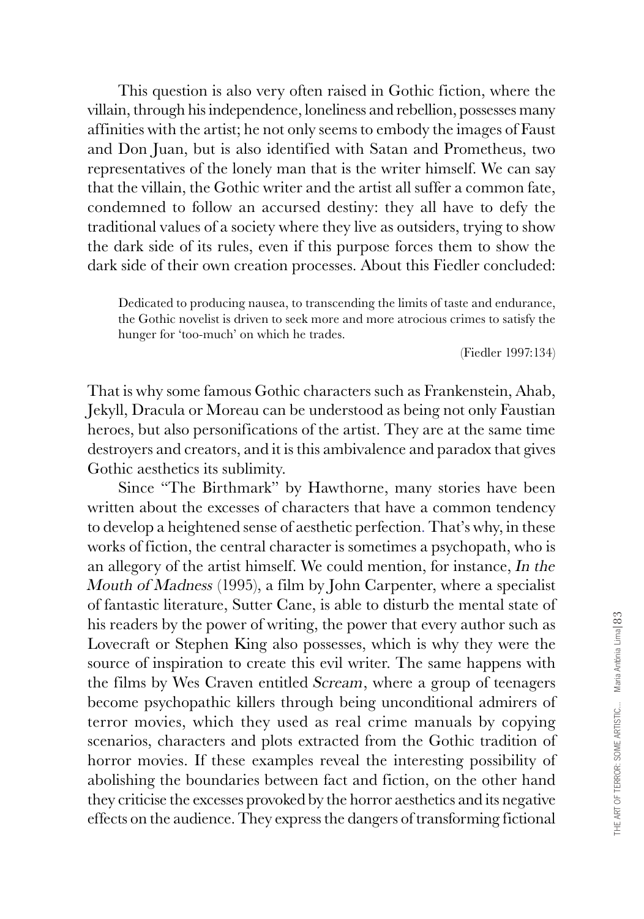This question is also very often raised in Gothic fiction, where the villain, through his independence, loneliness and rebellion, possesses many affinities with the artist; he not only seems to embody the images of Faust and Don Juan, but is also identified with Satan and Prometheus, two representatives of the lonely man that is the writer himself. We can say that the villain, the Gothic writer and the artist all suffer a common fate, condemned to follow an accursed destiny: they all have to defy the traditional values of a society where they live as outsiders, trying to show the dark side of its rules, even if this purpose forces them to show the dark side of their own creation processes. About this Fiedler concluded:

> Dedicated to producing nausea, to transcending the limits of taste and endurance, the Gothic novelist is driven to seek more and more atrocious crimes to satisfy the hunger for 'too-much' on which he trades.
>
> (Fiedler 1997:134)

That is why some famous Gothic characters such as Frankenstein, Ahab, Jekyll, Dracula or Moreau can be understood as being not only Faustian heroes, but also personifications of the artist. They are at the same time destroyers and creators, and it is this ambivalence and paradox that gives Gothic aesthetics its sublimity.

Since "The Birthmark" by Hawthorne, many stories have been written about the excesses of characters that have a common tendency to develop a heightened sense of aesthetic perfection. That's why, in these works of fiction, the central character is sometimes a psychopath, who is an allegory of the artist himself. We could mention, for instance, *In the Mouth of Madness* (1995), a film by John Carpenter, where a specialist of fantastic literature, Sutter Cane, is able to disturb the mental state of his readers by the power of writing, the power that every author such as Lovecraft or Stephen King also possesses, which is why they were the source of inspiration to create this evil writer. The same happens with the films by Wes Craven entitled *Scream*, where a group of teenagers become psychopathic killers through being unconditional admirers of terror movies, which they used as real crime manuals by copying scenarios, characters and plots extracted from the Gothic tradition of horror movies. If these examples reveal the interesting possibility of abolishing the boundaries between fact and fiction, on the other hand they criticise the excesses provoked by the horror aesthetics and its negative effects on the audience. They express the dangers of transforming fictional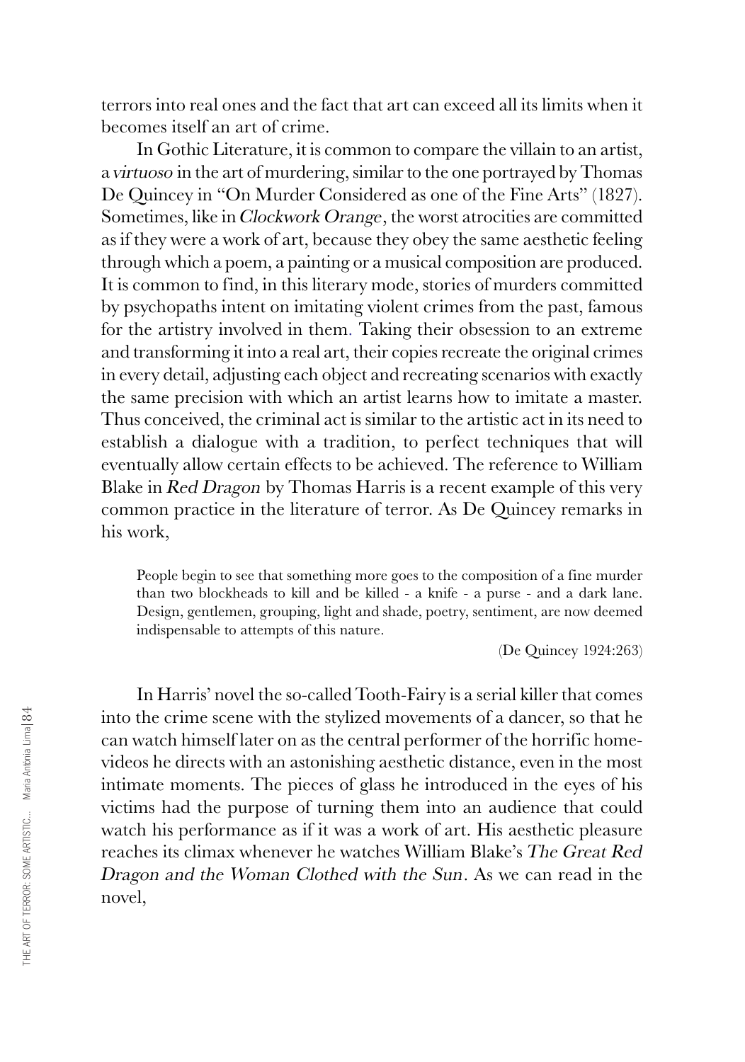terrors into real ones and the fact that art can exceed all its limits when it becomes itself an art of crime.

In Gothic Literature, it is common to compare the villain to an artist, a *virtuoso* in the art of murdering, similar to the one portrayed by Thomas De Quincey in "On Murder Considered as one of the Fine Arts" (1827). Sometimes, like in *Clockwork Orange*, the worst atrocities are committed as if they were a work of art, because they obey the same aesthetic feeling through which a poem, a painting or a musical composition are produced. It is common to find, in this literary mode, stories of murders committed by psychopaths intent on imitating violent crimes from the past, famous for the artistry involved in them. Taking their obsession to an extreme and transforming it into a real art, their copies recreate the original crimes in every detail, adjusting each object and recreating scenarios with exactly the same precision with which an artist learns how to imitate a master. Thus conceived, the criminal act is similar to the artistic act in its need to establish a dialogue with a tradition, to perfect techniques that will eventually allow certain effects to be achieved. The reference to William Blake in *Red Dragon* by Thomas Harris is a recent example of this very common practice in the literature of terror. As De Quincey remarks in his work,

> People begin to see that something more goes to the composition of a fine murder than two blockheads to kill and be killed - a knife - a purse - and a dark lane. Design, gentlemen, grouping, light and shade, poetry, sentiment, are now deemed indispensable to attempts of this nature.
>
> (De Quincey 1924:263)

In Harris' novel the so-called Tooth-Fairy is a serial killer that comes into the crime scene with the stylized movements of a dancer, so that he can watch himself later on as the central performer of the horrific home-videos he directs with an astonishing aesthetic distance, even in the most intimate moments. The pieces of glass he introduced in the eyes of his victims had the purpose of turning them into an audience that could watch his performance as if it was a work of art. His aesthetic pleasure reaches its climax whenever he watches William Blake's *The Great Red Dragon and the Woman Clothed with the Sun*. As we can read in the novel,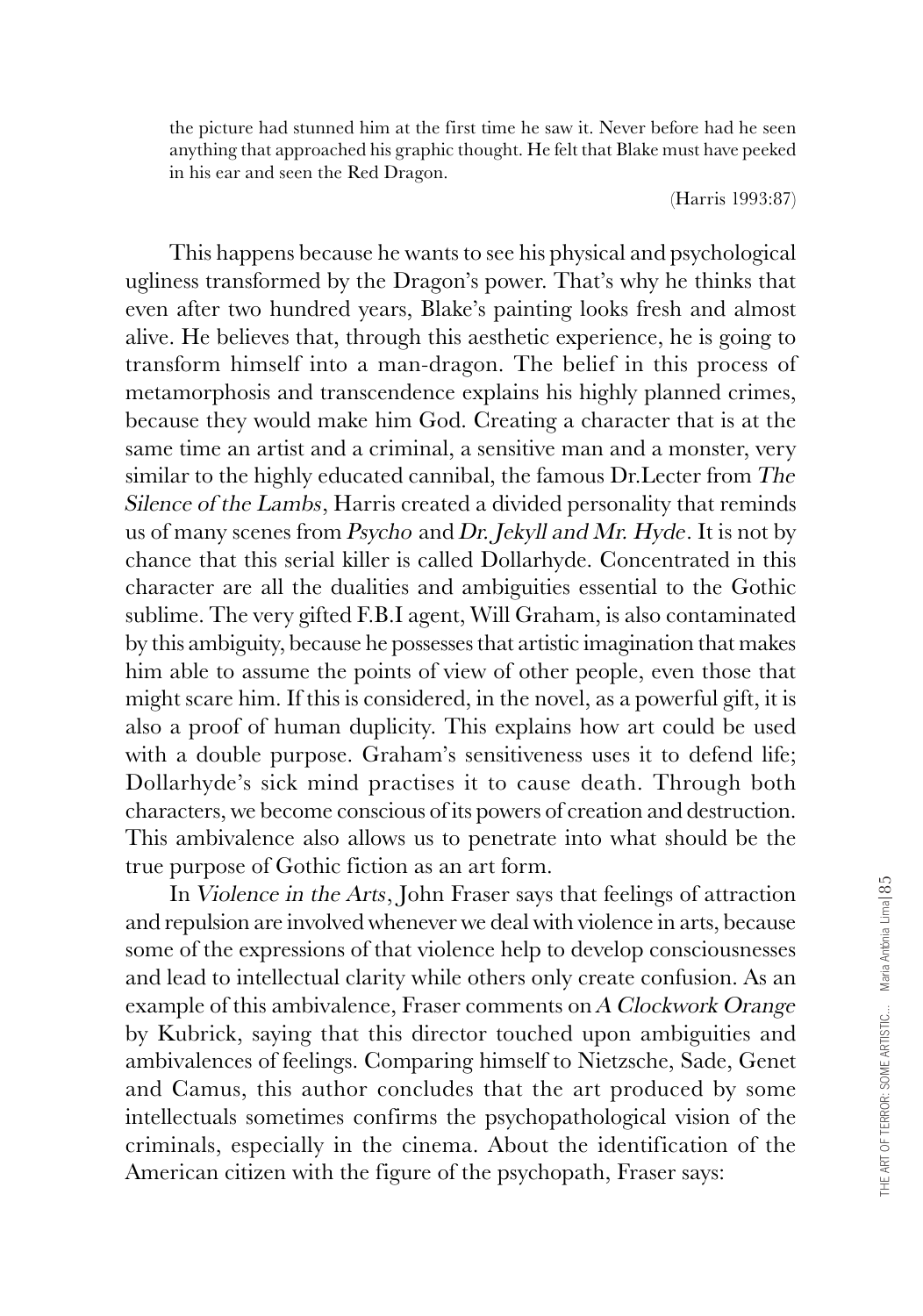the picture had stunned him at the first time he saw it. Never before had he seen anything that approached his graphic thought. He felt that Blake must have peeked in his ear and seen the Red Dragon.

(Harris 1993:87)

This happens because he wants to see his physical and psychological ugliness transformed by the Dragon's power. That's why he thinks that even after two hundred years, Blake's painting looks fresh and almost alive. He believes that, through this aesthetic experience, he is going to transform himself into a man-dragon. The belief in this process of metamorphosis and transcendence explains his highly planned crimes, because they would make him God. Creating a character that is at the same time an artist and a criminal, a sensitive man and a monster, very similar to the highly educated cannibal, the famous Dr.Lecter from *The Silence of the Lambs*, Harris created a divided personality that reminds us of many scenes from *Psycho* and *Dr. Jekyll and Mr. Hyde*. It is not by chance that this serial killer is called Dollarhyde. Concentrated in this character are all the dualities and ambiguities essential to the Gothic sublime. The very gifted F.B.I agent, Will Graham, is also contaminated by this ambiguity, because he possesses that artistic imagination that makes him able to assume the points of view of other people, even those that might scare him. If this is considered, in the novel, as a powerful gift, it is also a proof of human duplicity. This explains how art could be used with a double purpose. Graham's sensitiveness uses it to defend life; Dollarhyde's sick mind practises it to cause death. Through both characters, we become conscious of its powers of creation and destruction. This ambivalence also allows us to penetrate into what should be the true purpose of Gothic fiction as an art form.

In *Violence in the Arts*, John Fraser says that feelings of attraction and repulsion are involved whenever we deal with violence in arts, because some of the expressions of that violence help to develop consciousnesses and lead to intellectual clarity while others only create confusion. As an example of this ambivalence, Fraser comments on *A Clockwork Orange* by Kubrick, saying that this director touched upon ambiguities and ambivalences of feelings. Comparing himself to Nietzsche, Sade, Genet and Camus, this author concludes that the art produced by some intellectuals sometimes confirms the psychopathological vision of the criminals, especially in the cinema. About the identification of the American citizen with the figure of the psychopath, Fraser says: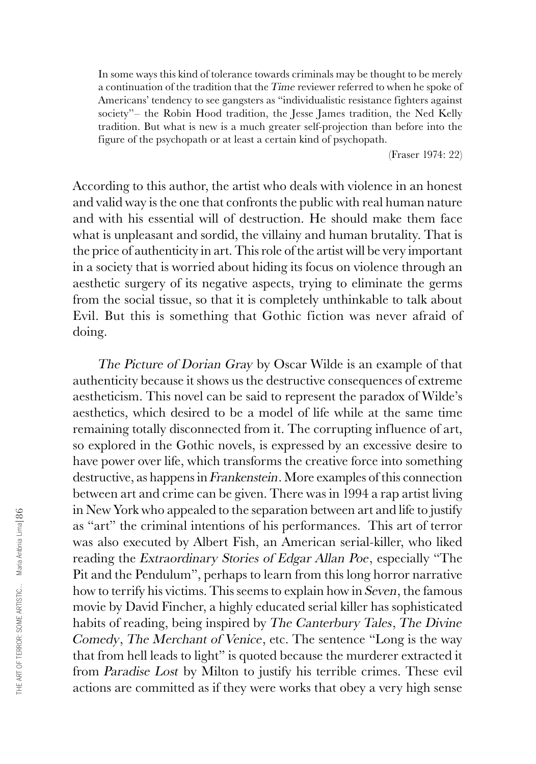> In some ways this kind of tolerance towards criminals may be thought to be merely a continuation of the tradition that the *Time* reviewer referred to when he spoke of Americans' tendency to see gangsters as "individualistic resistance fighters against society"– the Robin Hood tradition, the Jesse James tradition, the Ned Kelly tradition. But what is new is a much greater self-projection than before into the figure of the psychopath or at least a certain kind of psychopath.
>
> (Fraser 1974: 22)

According to this author, the artist who deals with violence in an honest and valid way is the one that confronts the public with real human nature and with his essential will of destruction. He should make them face what is unpleasant and sordid, the villainy and human brutality. That is the price of authenticity in art. This role of the artist will be very important in a society that is worried about hiding its focus on violence through an aesthetic surgery of its negative aspects, trying to eliminate the germs from the social tissue, so that it is completely unthinkable to talk about Evil. But this is something that Gothic fiction was never afraid of doing.

*The Picture of Dorian Gray* by Oscar Wilde is an example of that authenticity because it shows us the destructive consequences of extreme aestheticism. This novel can be said to represent the paradox of Wilde's aesthetics, which desired to be a model of life while at the same time remaining totally disconnected from it. The corrupting influence of art, so explored in the Gothic novels, is expressed by an excessive desire to have power over life, which transforms the creative force into something destructive, as happens in *Frankenstein*. More examples of this connection between art and crime can be given. There was in 1994 a rap artist living in New York who appealed to the separation between art and life to justify as "art" the criminal intentions of his performances. This art of terror was also executed by Albert Fish, an American serial-killer, who liked reading the *Extraordinary Stories of Edgar Allan Poe*, especially "The Pit and the Pendulum", perhaps to learn from this long horror narrative how to terrify his victims. This seems to explain how in *Seven*, the famous movie by David Fincher, a highly educated serial killer has sophisticated habits of reading, being inspired by *The Canterbury Tales*, *The Divine Comedy*, *The Merchant of Venice*, etc. The sentence "Long is the way that from hell leads to light" is quoted because the murderer extracted it from *Paradise Lost* by Milton to justify his terrible crimes. These evil actions are committed as if they were works that obey a very high sense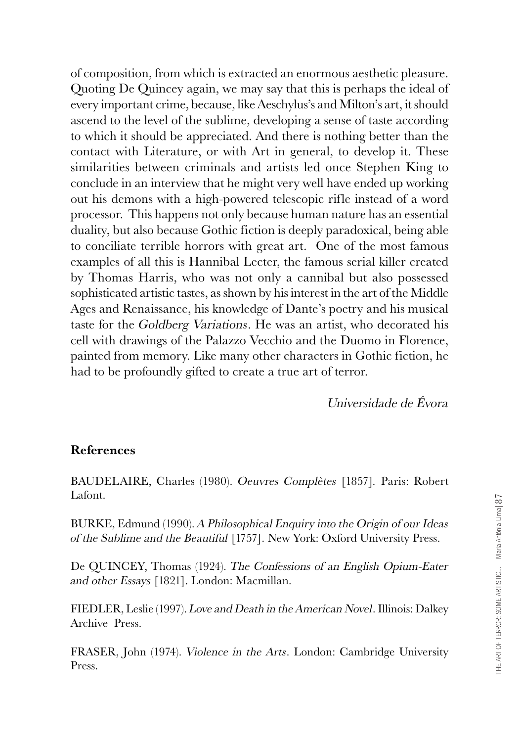of composition, from which is extracted an enormous aesthetic pleasure. Quoting De Quincey again, we may say that this is perhaps the ideal of every important crime, because, like Aeschylus's and Milton's art, it should ascend to the level of the sublime, developing a sense of taste according to which it should be appreciated. And there is nothing better than the contact with Literature, or with Art in general, to develop it. These similarities between criminals and artists led once Stephen King to conclude in an interview that he might very well have ended up working out his demons with a high-powered telescopic rifle instead of a word processor. This happens not only because human nature has an essential duality, but also because Gothic fiction is deeply paradoxical, being able to conciliate terrible horrors with great art. One of the most famous examples of all this is Hannibal Lecter, the famous serial killer created by Thomas Harris, who was not only a cannibal but also possessed sophisticated artistic tastes, as shown by his interest in the art of the Middle Ages and Renaissance, his knowledge of Dante's poetry and his musical taste for the *Goldberg Variations*. He was an artist, who decorated his cell with drawings of the Palazzo Vecchio and the Duomo in Florence, painted from memory. Like many other characters in Gothic fiction, he had to be profoundly gifted to create a true art of terror.

*Universidade de Évora*

## References

BAUDELAIRE, Charles (1980). *Oeuvres Complètes* [1857]. Paris: Robert Lafont.

BURKE, Edmund (1990). *A Philosophical Enquiry into the Origin of our Ideas of the Sublime and the Beautiful* [1757]. New York: Oxford University Press.

De QUINCEY, Thomas (1924). *The Confessions of an English Opium-Eater and other Essays* [1821]. London: Macmillan.

FIEDLER, Leslie (1997). *Love and Death in the American Novel*. Illinois: Dalkey Archive Press.

FRASER, John (1974). *Violence in the Arts*. London: Cambridge University Press.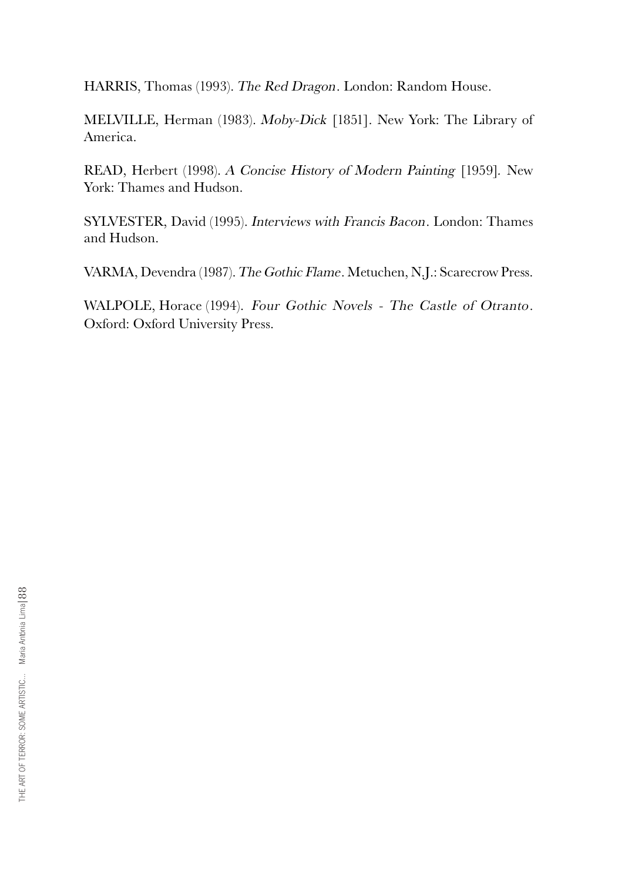HARRIS, Thomas (1993). *The Red Dragon*. London: Random House.

MELVILLE, Herman (1983). *Moby-Dick* [1851]. New York: The Library of America.

READ, Herbert (1998). *A Concise History of Modern Painting* [1959]. New York: Thames and Hudson.

SYLVESTER, David (1995). *Interviews with Francis Bacon*. London: Thames and Hudson.

VARMA, Devendra (1987). *The Gothic Flame*. Metuchen, N.J.: Scarecrow Press.

WALPOLE, Horace (1994). *Four Gothic Novels - The Castle of Otranto*. Oxford: Oxford University Press.